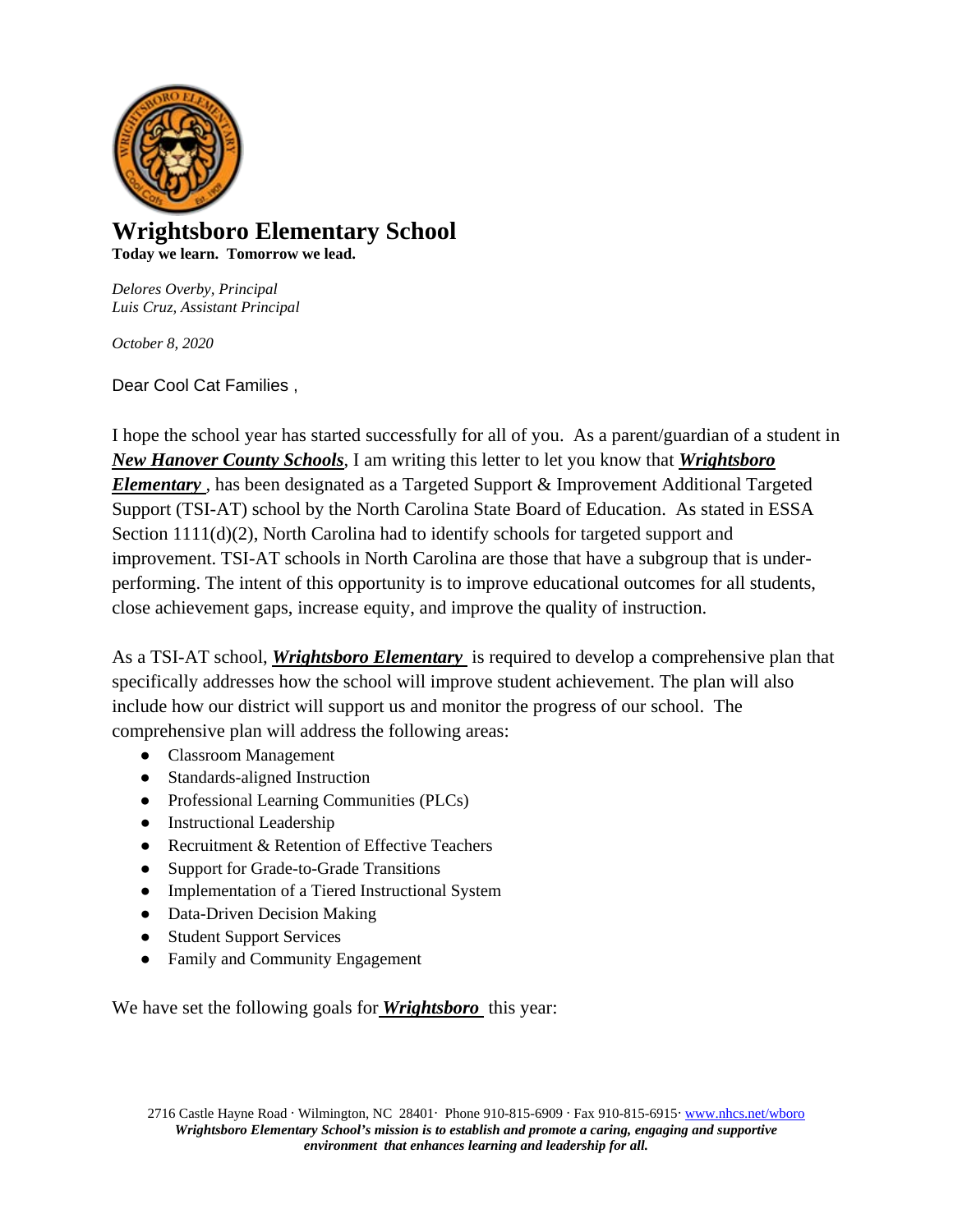# Wrightsboro Elementary School

**Today we learn. Tomorrow we lead.**

*Delores Overby, Principal*
*Luis Cruz, Assistant Principal*

*October 8, 2020*

Dear Cool Cat Families ,

I hope the school year has started successfully for all of you. As a parent/guardian of a student in ***New Hanover County Schools***, I am writing this letter to let you know that ***Wrightsboro Elementary*** , has been designated as a Targeted Support & Improvement Additional Targeted Support (TSI-AT) school by the North Carolina State Board of Education. As stated in ESSA Section 1111(d)(2), North Carolina had to identify schools for targeted support and improvement. TSI-AT schools in North Carolina are those that have a subgroup that is under-performing. The intent of this opportunity is to improve educational outcomes for all students, close achievement gaps, increase equity, and improve the quality of instruction.

As a TSI-AT school, ***Wrightsboro Elementary*** is required to develop a comprehensive plan that specifically addresses how the school will improve student achievement. The plan will also include how our district will support us and monitor the progress of our school. The comprehensive plan will address the following areas:

- Classroom Management
- Standards-aligned Instruction
- Professional Learning Communities (PLCs)
- Instructional Leadership
- Recruitment & Retention of Effective Teachers
- Support for Grade-to-Grade Transitions
- Implementation of a Tiered Instructional System
- Data-Driven Decision Making
- Student Support Services
- Family and Community Engagement

We have set the following goals for ***Wrightsboro*** this year:

2716 Castle Hayne Road · Wilmington, NC 28401· Phone 910-815-6909 · Fax 910-815-6915· www.nhcs.net/wboro
***Wrightsboro Elementary School's mission is to establish and promote a caring, engaging and supportive environment that enhances learning and leadership for all.***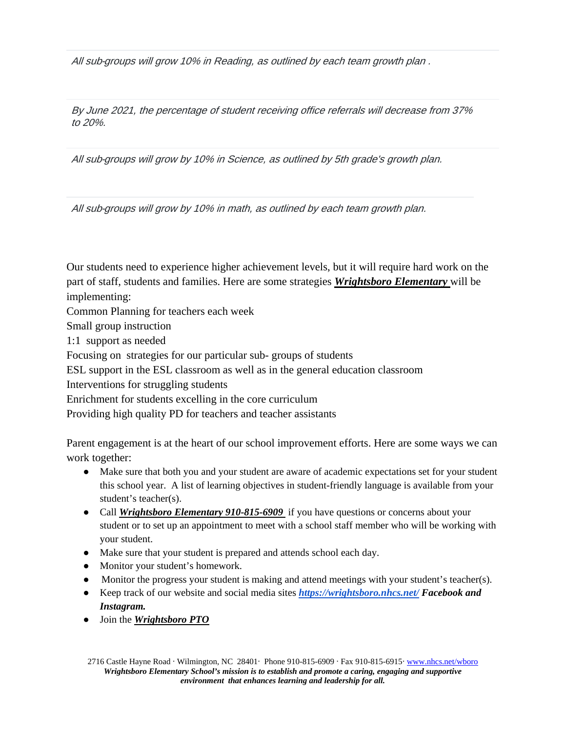*All sub-groups will grow 10% in Reading, as outlined by each team growth plan .*

*By June 2021, the percentage of student receiving office referrals will decrease from 37% to 20%.*

*All sub-groups will grow by 10% in Science, as outlined by 5th grade's growth plan.*

*All sub-groups will grow by 10% in math, as outlined by each team growth plan.*

Our students need to experience higher achievement levels, but it will require hard work on the part of staff, students and families. Here are some strategies ***Wrightsboro Elementary*** will be implementing:

Common Planning for teachers each week
Small group instruction
1:1 support as needed
Focusing on strategies for our particular sub- groups of students
ESL support in the ESL classroom as well as in the general education classroom
Interventions for struggling students
Enrichment for students excelling in the core curriculum
Providing high quality PD for teachers and teacher assistants

Parent engagement is at the heart of our school improvement efforts. Here are some ways we can work together:

- Make sure that both you and your student are aware of academic expectations set for your student this school year. A list of learning objectives in student-friendly language is available from your student's teacher(s).
- Call ***Wrightsboro Elementary 910-815-6909*** if you have questions or concerns about your student or to set up an appointment to meet with a school staff member who will be working with your student.
- Make sure that your student is prepared and attends school each day.
- Monitor your student's homework.
- Monitor the progress your student is making and attend meetings with your student's teacher(s).
- Keep track of our website and social media sites ***https://wrightsboro.nhcs.net/*** ***Facebook and Instagram.***
- Join the ***Wrightsboro PTO***

2716 Castle Hayne Road · Wilmington, NC 28401· Phone 910-815-6909 · Fax 910-815-6915· www.nhcs.net/wboro
***Wrightsboro Elementary School's mission is to establish and promote a caring, engaging and supportive environment that enhances learning and leadership for all.***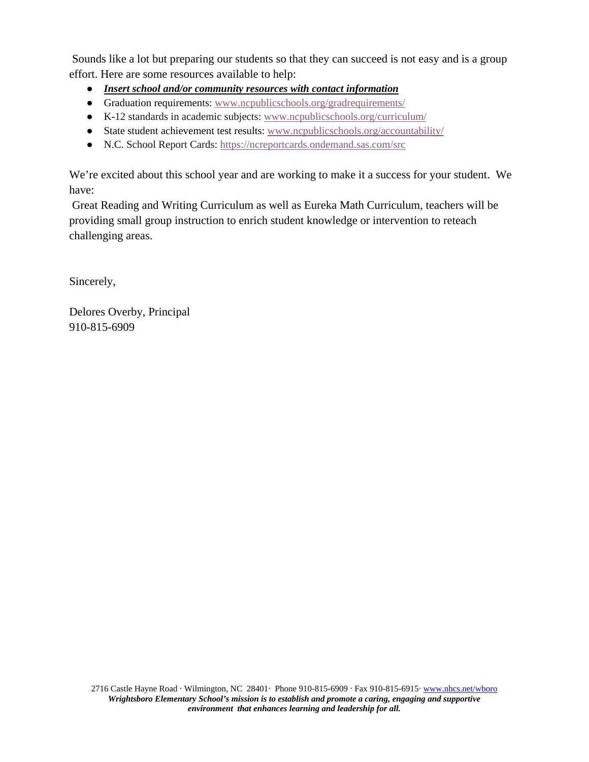Sounds like a lot but preparing our students so that they can succeed is not easy and is a group effort. Here are some resources available to help:

- ***Insert school and/or community resources with contact information***
- Graduation requirements: www.ncpublicschools.org/gradrequirements/
- K-12 standards in academic subjects: www.ncpublicschools.org/curriculum/
- State student achievement test results: www.ncpublicschools.org/accountability/
- N.C. School Report Cards: https://ncreportcards.ondemand.sas.com/src

We're excited about this school year and are working to make it a success for your student. We have:

Great Reading and Writing Curriculum as well as Eureka Math Curriculum, teachers will be providing small group instruction to enrich student knowledge or intervention to reteach challenging areas.

Sincerely,

Delores Overby, Principal
910-815-6909

2716 Castle Hayne Road · Wilmington, NC 28401· Phone 910-815-6909 · Fax 910-815-6915· www.nhcs.net/wboro

***Wrightsboro Elementary School's mission is to establish and promote a caring, engaging and supportive environment that enhances learning and leadership for all.***